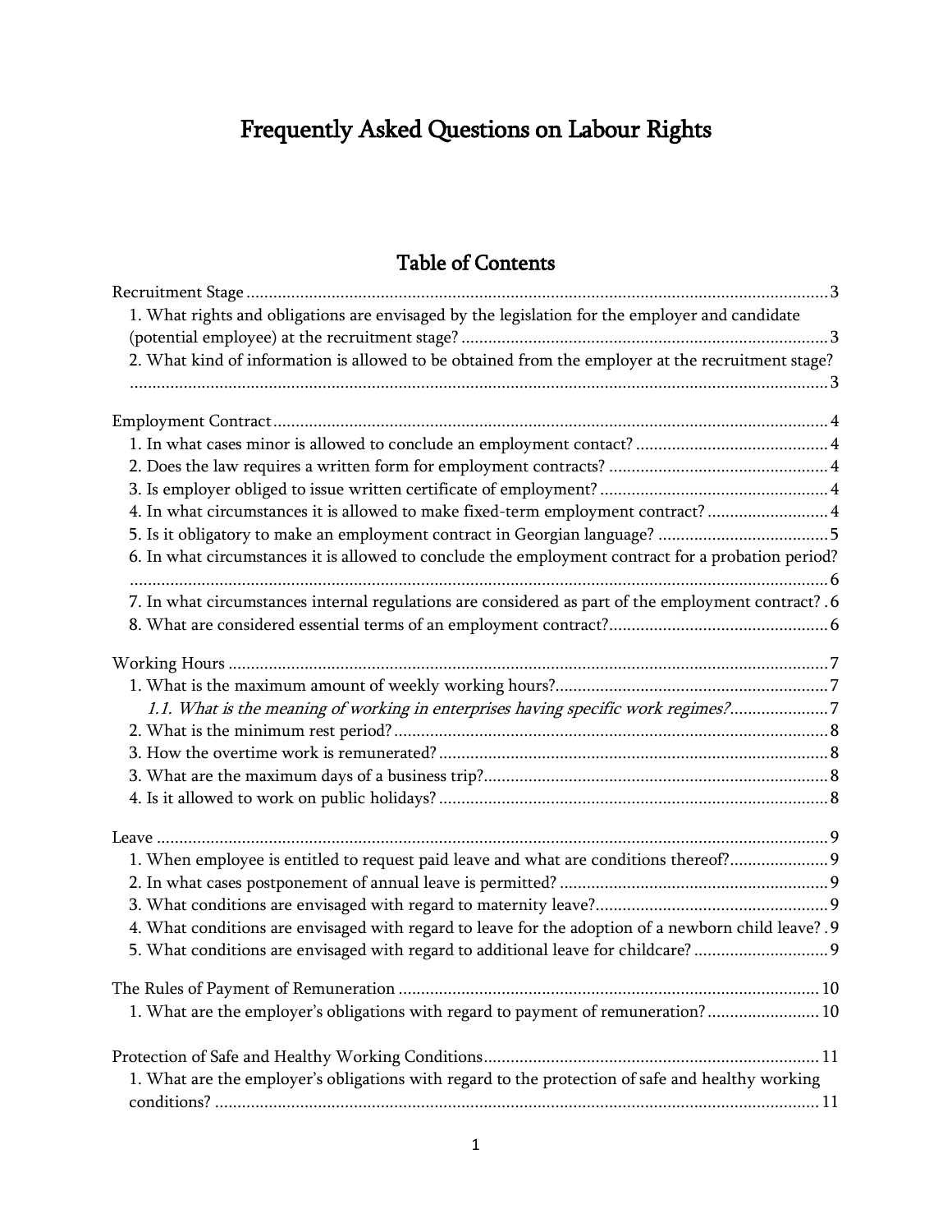# Frequently Asked Questions on Labour Rights

## Table of Contents

Recruitment Stage ..... 3

- 1. What rights and obligations are envisaged by the legislation for the employer and candidate (potential employee) at the recruitment stage? ..... 3
- 2. What kind of information is allowed to be obtained from the employer at the recruitment stage? ..... 3

Employment Contract ..... 4

- 1. In what cases minor is allowed to conclude an employment contact? ..... 4
- 2. Does the law requires a written form for employment contracts? ..... 4
- 3. Is employer obliged to issue written certificate of employment? ..... 4
- 4. In what circumstances it is allowed to make fixed-term employment contract? ..... 4
- 5. Is it obligatory to make an employment contract in Georgian language? ..... 5
- 6. In what circumstances it is allowed to conclude the employment contract for a probation period? ..... 6
- 7. In what circumstances internal regulations are considered as part of the employment contract? . 6
- 8. What are considered essential terms of an employment contract? ..... 6

Working Hours ..... 7

- 1. What is the maximum amount of weekly working hours? ..... 7
  - *1.1. What is the meaning of working in enterprises having specific work regimes?* ..... 7
- 2. What is the minimum rest period? ..... 8
- 3. How the overtime work is remunerated? ..... 8
- 3. What are the maximum days of a business trip? ..... 8
- 4. Is it allowed to work on public holidays? ..... 8

Leave ..... 9

- 1. When employee is entitled to request paid leave and what are conditions thereof? ..... 9
- 2. In what cases postponement of annual leave is permitted? ..... 9
- 3. What conditions are envisaged with regard to maternity leave? ..... 9
- 4. What conditions are envisaged with regard to leave for the adoption of a newborn child leave? . 9
- 5. What conditions are envisaged with regard to additional leave for childcare? ..... 9

The Rules of Payment of Remuneration ..... 10

- 1. What are the employer's obligations with regard to payment of remuneration? ..... 10

Protection of Safe and Healthy Working Conditions ..... 11

- 1. What are the employer's obligations with regard to the protection of safe and healthy working conditions? ..... 11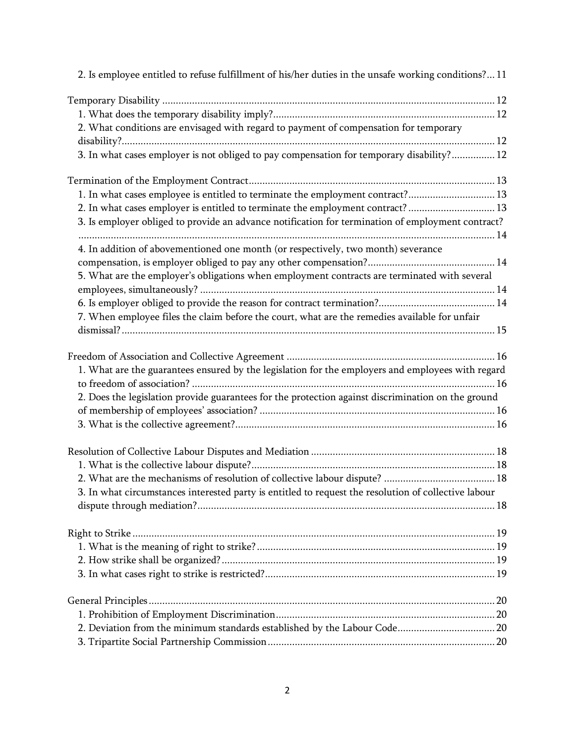2. Is employee entitled to refuse fulfillment of his/her duties in the unsafe working conditions? ... 11

Temporary Disability ... 12
- 1. What does the temporary disability imply? ... 12
- 2. What conditions are envisaged with regard to payment of compensation for temporary disability? ... 12
- 3. In what cases employer is not obliged to pay compensation for temporary disability? ... 12

Termination of the Employment Contract ... 13
- 1. In what cases employee is entitled to terminate the employment contract? ... 13
- 2. In what cases employer is entitled to terminate the employment contract? ... 13
- 3. Is employer obliged to provide an advance notification for termination of employment contract? ... 14
- 4. In addition of abovementioned one month (or respectively, two month) severance compensation, is employer obliged to pay any other compensation? ... 14
- 5. What are the employer's obligations when employment contracts are terminated with several employees, simultaneously? ... 14
- 6. Is employer obliged to provide the reason for contract termination? ... 14
- 7. When employee files the claim before the court, what are the remedies available for unfair dismissal? ... 15

Freedom of Association and Collective Agreement ... 16
- 1. What are the guarantees ensured by the legislation for the employers and employees with regard to freedom of association? ... 16
- 2. Does the legislation provide guarantees for the protection against discrimination on the ground of membership of employees' association? ... 16
- 3. What is the collective agreement? ... 16

Resolution of Collective Labour Disputes and Mediation ... 18
- 1. What is the collective labour dispute? ... 18
- 2. What are the mechanisms of resolution of collective labour dispute? ... 18
- 3. In what circumstances interested party is entitled to request the resolution of collective labour dispute through mediation? ... 18

Right to Strike ... 19
- 1. What is the meaning of right to strike? ... 19
- 2. How strike shall be organized? ... 19
- 3. In what cases right to strike is restricted? ... 19

General Principles ... 20
- 1. Prohibition of Employment Discrimination ... 20
- 2. Deviation from the minimum standards established by the Labour Code ... 20
- 3. Tripartite Social Partnership Commission ... 20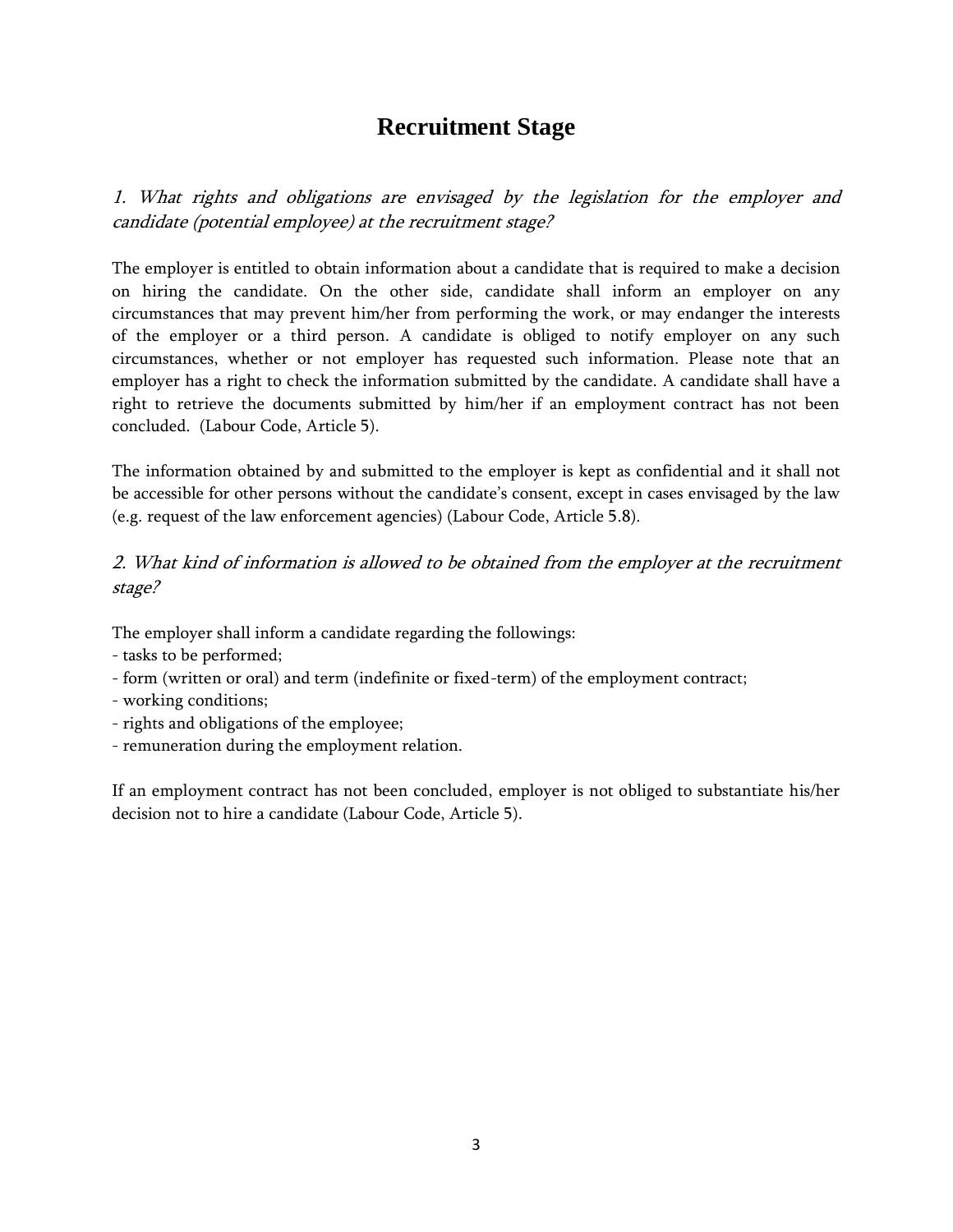# Recruitment Stage

*1. What rights and obligations are envisaged by the legislation for the employer and candidate (potential employee) at the recruitment stage?*

The employer is entitled to obtain information about a candidate that is required to make a decision on hiring the candidate. On the other side, candidate shall inform an employer on any circumstances that may prevent him/her from performing the work, or may endanger the interests of the employer or a third person. A candidate is obliged to notify employer on any such circumstances, whether or not employer has requested such information. Please note that an employer has a right to check the information submitted by the candidate. A candidate shall have a right to retrieve the documents submitted by him/her if an employment contract has not been concluded. (Labour Code, Article 5).

The information obtained by and submitted to the employer is kept as confidential and it shall not be accessible for other persons without the candidate's consent, except in cases envisaged by the law (e.g. request of the law enforcement agencies) (Labour Code, Article 5.8).

*2. What kind of information is allowed to be obtained from the employer at the recruitment stage?*

The employer shall inform a candidate regarding the followings:
- tasks to be performed;
- form (written or oral) and term (indefinite or fixed-term) of the employment contract;
- working conditions;
- rights and obligations of the employee;
- remuneration during the employment relation.

If an employment contract has not been concluded, employer is not obliged to substantiate his/her decision not to hire a candidate (Labour Code, Article 5).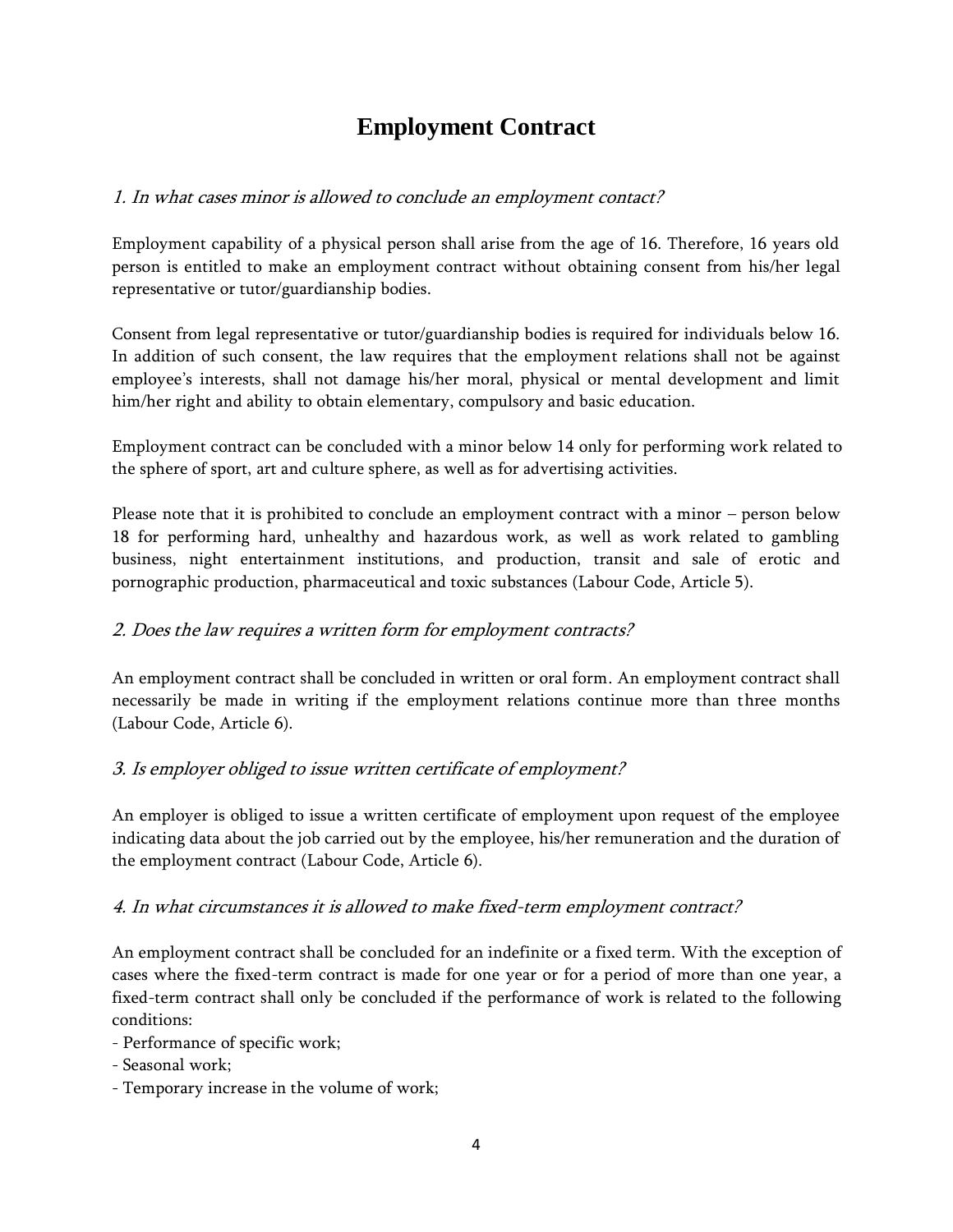# Employment Contract

*1. In what cases minor is allowed to conclude an employment contact?*

Employment capability of a physical person shall arise from the age of 16. Therefore, 16 years old person is entitled to make an employment contract without obtaining consent from his/her legal representative or tutor/guardianship bodies.

Consent from legal representative or tutor/guardianship bodies is required for individuals below 16. In addition of such consent, the law requires that the employment relations shall not be against employee's interests, shall not damage his/her moral, physical or mental development and limit him/her right and ability to obtain elementary, compulsory and basic education.

Employment contract can be concluded with a minor below 14 only for performing work related to the sphere of sport, art and culture sphere, as well as for advertising activities.

Please note that it is prohibited to conclude an employment contract with a minor – person below 18 for performing hard, unhealthy and hazardous work, as well as work related to gambling business, night entertainment institutions, and production, transit and sale of erotic and pornographic production, pharmaceutical and toxic substances (Labour Code, Article 5).

*2. Does the law requires a written form for employment contracts?*

An employment contract shall be concluded in written or oral form. An employment contract shall necessarily be made in writing if the employment relations continue more than three months (Labour Code, Article 6).

*3. Is employer obliged to issue written certificate of employment?*

An employer is obliged to issue a written certificate of employment upon request of the employee indicating data about the job carried out by the employee, his/her remuneration and the duration of the employment contract (Labour Code, Article 6).

*4. In what circumstances it is allowed to make fixed-term employment contract?*

An employment contract shall be concluded for an indefinite or a fixed term. With the exception of cases where the fixed-term contract is made for one year or for a period of more than one year, a fixed-term contract shall only be concluded if the performance of work is related to the following conditions:

- Performance of specific work;
- Seasonal work;
- Temporary increase in the volume of work;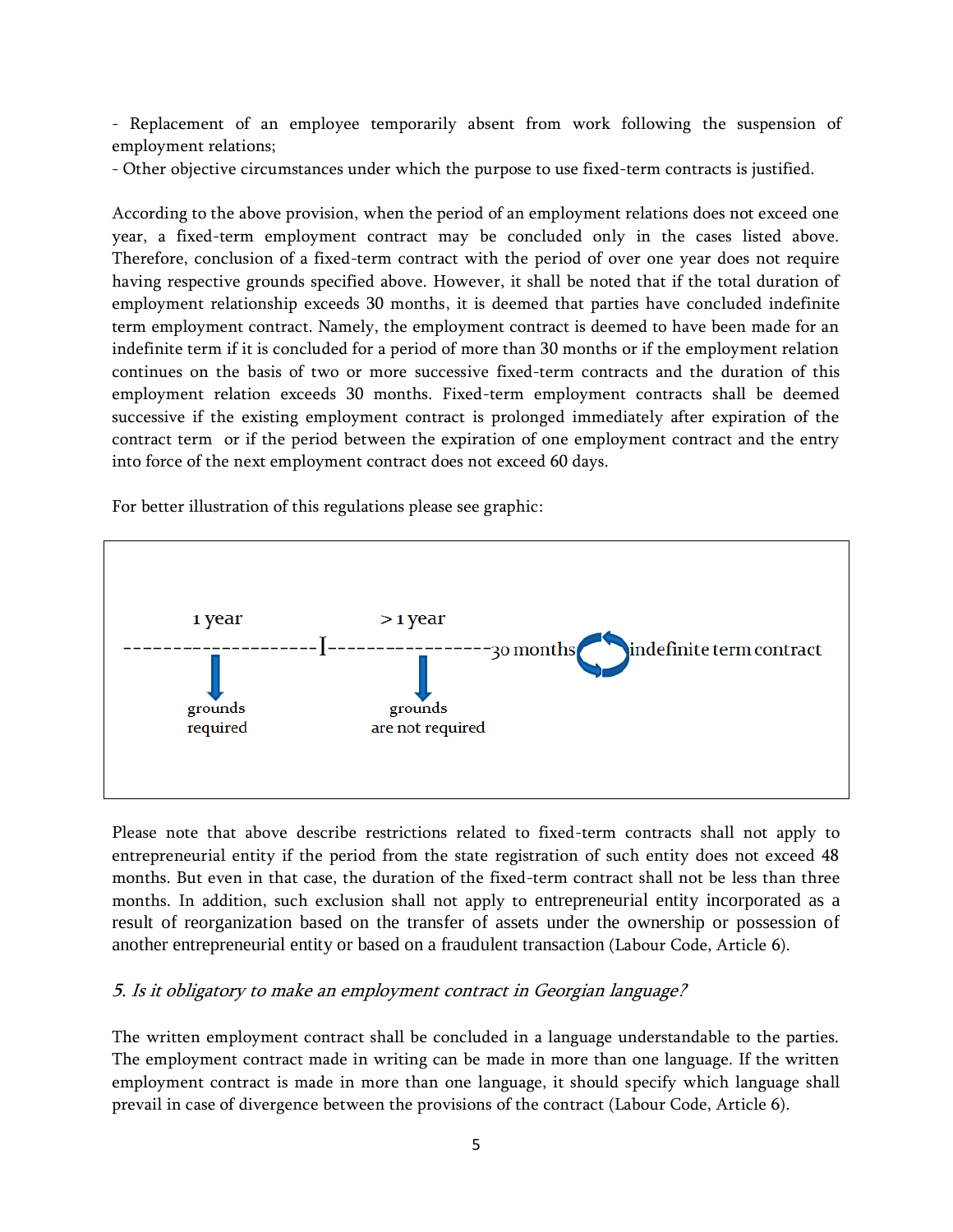- Replacement of an employee temporarily absent from work following the suspension of employment relations;
- Other objective circumstances under which the purpose to use fixed-term contracts is justified.

According to the above provision, when the period of an employment relations does not exceed one year, a fixed-term employment contract may be concluded only in the cases listed above. Therefore, conclusion of a fixed-term contract with the period of over one year does not require having respective grounds specified above. However, it shall be noted that if the total duration of employment relationship exceeds 30 months, it is deemed that parties have concluded indefinite term employment contract. Namely, the employment contract is deemed to have been made for an indefinite term if it is concluded for a period of more than 30 months or if the employment relation continues on the basis of two or more successive fixed-term contracts and the duration of this employment relation exceeds 30 months. Fixed-term employment contracts shall be deemed successive if the existing employment contract is prolonged immediately after expiration of the contract term or if the period between the expiration of one employment contract and the entry into force of the next employment contract does not exceed 60 days.

For better illustration of this regulations please see graphic:

```
        1 year                    > 1 year
--------------------I-----------------30 months  ⟳  indefinite term contract
        ↓                          ↓
     grounds                    grounds
     required                 are not required
```

Please note that above describe restrictions related to fixed-term contracts shall not apply to entrepreneurial entity if the period from the state registration of such entity does not exceed 48 months. But even in that case, the duration of the fixed-term contract shall not be less than three months. In addition, such exclusion shall not apply to entrepreneurial entity incorporated as a result of reorganization based on the transfer of assets under the ownership or possession of another entrepreneurial entity or based on a fraudulent transaction (Labour Code, Article 6).

### *5. Is it obligatory to make an employment contract in Georgian language?*

The written employment contract shall be concluded in a language understandable to the parties. The employment contract made in writing can be made in more than one language. If the written employment contract is made in more than one language, it should specify which language shall prevail in case of divergence between the provisions of the contract (Labour Code, Article 6).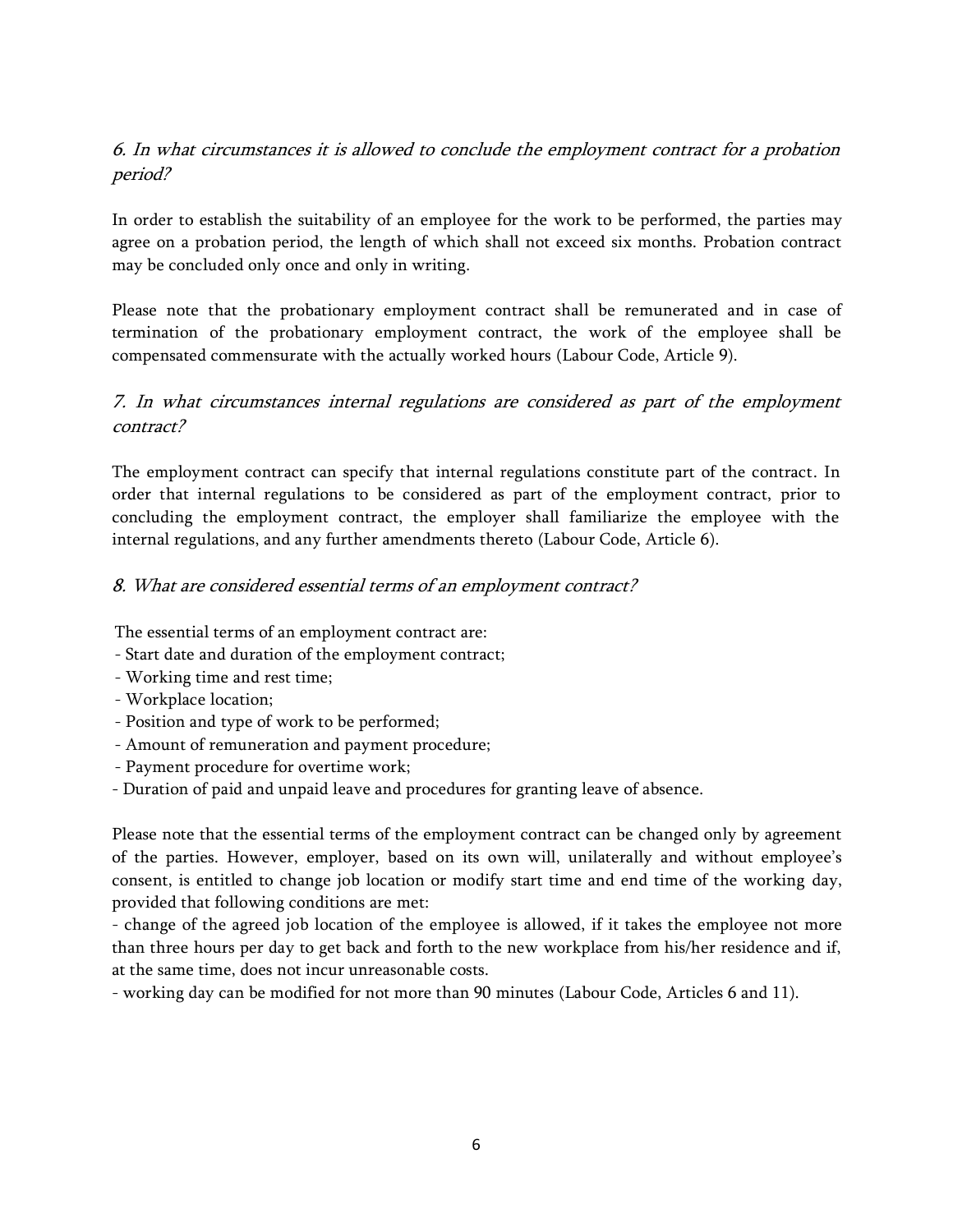### *6. In what circumstances it is allowed to conclude the employment contract for a probation period?*

In order to establish the suitability of an employee for the work to be performed, the parties may agree on a probation period, the length of which shall not exceed six months. Probation contract may be concluded only once and only in writing.

Please note that the probationary employment contract shall be remunerated and in case of termination of the probationary employment contract, the work of the employee shall be compensated commensurate with the actually worked hours (Labour Code, Article 9).

### *7. In what circumstances internal regulations are considered as part of the employment contract?*

The employment contract can specify that internal regulations constitute part of the contract. In order that internal regulations to be considered as part of the employment contract, prior to concluding the employment contract, the employer shall familiarize the employee with the internal regulations, and any further amendments thereto (Labour Code, Article 6).

### *8. What are considered essential terms of an employment contract?*

The essential terms of an employment contract are:

- Start date and duration of the employment contract;
- Working time and rest time;
- Workplace location;
- Position and type of work to be performed;
- Amount of remuneration and payment procedure;
- Payment procedure for overtime work;
- Duration of paid and unpaid leave and procedures for granting leave of absence.

Please note that the essential terms of the employment contract can be changed only by agreement of the parties. However, employer, based on its own will, unilaterally and without employee's consent, is entitled to change job location or modify start time and end time of the working day, provided that following conditions are met:

- change of the agreed job location of the employee is allowed, if it takes the employee not more than three hours per day to get back and forth to the new workplace from his/her residence and if, at the same time, does not incur unreasonable costs.
- working day can be modified for not more than 90 minutes (Labour Code, Articles 6 and 11).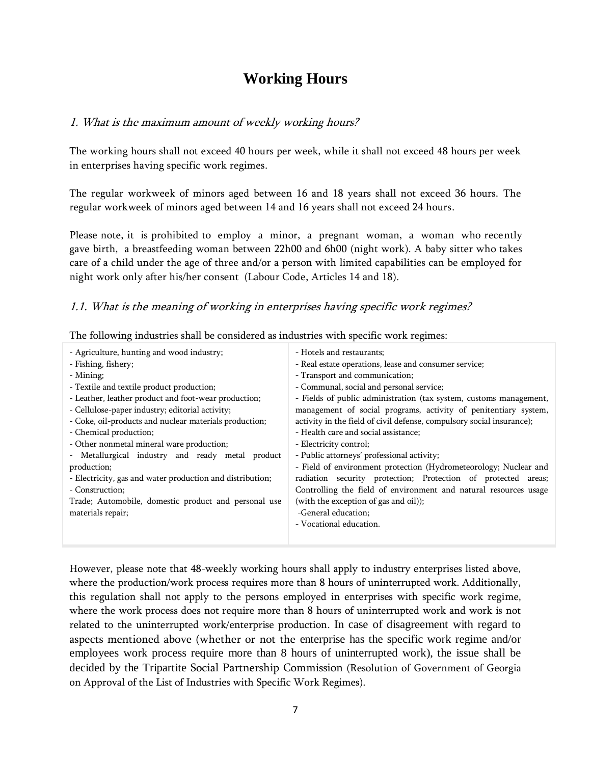# Working Hours

*1. What is the maximum amount of weekly working hours?*

The working hours shall not exceed 40 hours per week, while it shall not exceed 48 hours per week in enterprises having specific work regimes.

The regular workweek of minors aged between 16 and 18 years shall not exceed 36 hours. The regular workweek of minors aged between 14 and 16 years shall not exceed 24 hours.

Please note, it is prohibited to employ a minor, a pregnant woman, a woman who recently gave birth, a breastfeeding woman between 22h00 and 6h00 (night work). A baby sitter who takes care of a child under the age of three and/or a person with limited capabilities can be employed for night work only after his/her consent (Labour Code, Articles 14 and 18).

*1.1. What is the meaning of working in enterprises having specific work regimes?*

The following industries shall be considered as industries with specific work regimes:

| | |
|---|---|
| - Agriculture, hunting and wood industry;<br>- Fishing, fishery;<br>- Mining;<br>- Textile and textile product production;<br>- Leather, leather product and foot-wear production;<br>- Cellulose-paper industry; editorial activity;<br>- Coke, oil-products and nuclear materials production;<br>- Chemical production;<br>- Other nonmetal mineral ware production;<br>- Metallurgical industry and ready metal product production;<br>- Electricity, gas and water production and distribution;<br>- Construction;<br>Trade; Automobile, domestic product and personal use materials repair; | - Hotels and restaurants;<br>- Real estate operations, lease and consumer service;<br>- Transport and communication;<br>- Communal, social and personal service;<br>- Fields of public administration (tax system, customs management, management of social programs, activity of penitentiary system, activity in the field of civil defense, compulsory social insurance);<br>- Health care and social assistance;<br>- Electricity control;<br>- Public attorneys' professional activity;<br>- Field of environment protection (Hydrometeorology; Nuclear and radiation security protection; Protection of protected areas; Controlling the field of environment and natural resources usage (with the exception of gas and oil));<br>-General education;<br>- Vocational education. |

However, please note that 48-weekly working hours shall apply to industry enterprises listed above, where the production/work process requires more than 8 hours of uninterrupted work. Additionally, this regulation shall not apply to the persons employed in enterprises with specific work regime, where the work process does not require more than 8 hours of uninterrupted work and work is not related to the uninterrupted work/enterprise production. In case of disagreement with regard to aspects mentioned above (whether or not the enterprise has the specific work regime and/or employees work process require more than 8 hours of uninterrupted work), the issue shall be decided by the Tripartite Social Partnership Commission (Resolution of Government of Georgia on Approval of the List of Industries with Specific Work Regimes).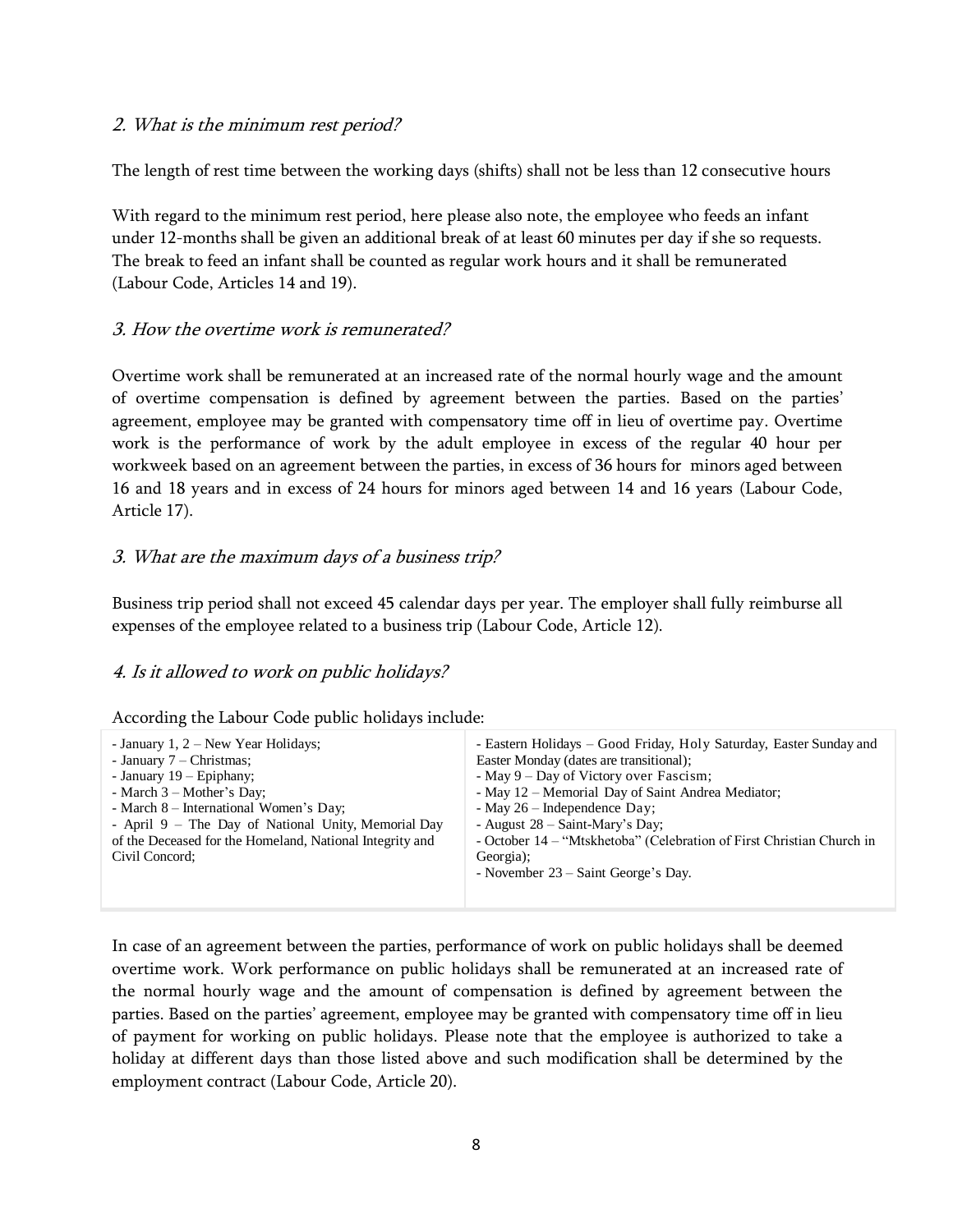### *2. What is the minimum rest period?*

The length of rest time between the working days (shifts) shall not be less than 12 consecutive hours

With regard to the minimum rest period, here please also note, the employee who feeds an infant under 12-months shall be given an additional break of at least 60 minutes per day if she so requests. The break to feed an infant shall be counted as regular work hours and it shall be remunerated (Labour Code, Articles 14 and 19).

### *3. How the overtime work is remunerated?*

Overtime work shall be remunerated at an increased rate of the normal hourly wage and the amount of overtime compensation is defined by agreement between the parties. Based on the parties' agreement, employee may be granted with compensatory time off in lieu of overtime pay. Overtime work is the performance of work by the adult employee in excess of the regular 40 hour per workweek based on an agreement between the parties, in excess of 36 hours for minors aged between 16 and 18 years and in excess of 24 hours for minors aged between 14 and 16 years (Labour Code, Article 17).

### *3. What are the maximum days of a business trip?*

Business trip period shall not exceed 45 calendar days per year. The employer shall fully reimburse all expenses of the employee related to a business trip (Labour Code, Article 12).

### *4. Is it allowed to work on public holidays?*

According the Labour Code public holidays include:

| | |
|---|---|
| - January 1, 2 – New Year Holidays;<br>- January 7 – Christmas;<br>- January 19 – Epiphany;<br>- March 3 – Mother's Day;<br>- March 8 – International Women's Day;<br>- April 9 – The Day of National Unity, Memorial Day of the Deceased for the Homeland, National Integrity and Civil Concord; | - Eastern Holidays – Good Friday, Holy Saturday, Easter Sunday and Easter Monday (dates are transitional);<br>- May 9 – Day of Victory over Fascism;<br>- May 12 – Memorial Day of Saint Andrea Mediator;<br>- May 26 – Independence Day;<br>- August 28 – Saint-Mary's Day;<br>- October 14 – "Mtskhetoba" (Celebration of First Christian Church in Georgia);<br>- November 23 – Saint George's Day. |

In case of an agreement between the parties, performance of work on public holidays shall be deemed overtime work. Work performance on public holidays shall be remunerated at an increased rate of the normal hourly wage and the amount of compensation is defined by agreement between the parties. Based on the parties' agreement, employee may be granted with compensatory time off in lieu of payment for working on public holidays. Please note that the employee is authorized to take a holiday at different days than those listed above and such modification shall be determined by the employment contract (Labour Code, Article 20).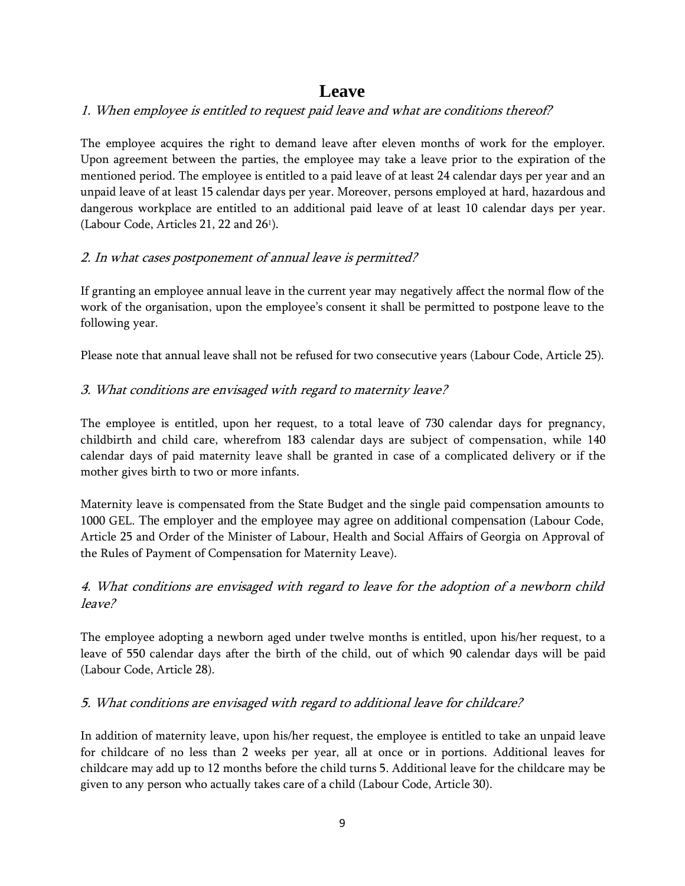# Leave

*1. When employee is entitled to request paid leave and what are conditions thereof?*

The employee acquires the right to demand leave after eleven months of work for the employer. Upon agreement between the parties, the employee may take a leave prior to the expiration of the mentioned period. The employee is entitled to a paid leave of at least 24 calendar days per year and an unpaid leave of at least 15 calendar days per year. Moreover, persons employed at hard, hazardous and dangerous workplace are entitled to an additional paid leave of at least 10 calendar days per year. (Labour Code, Articles 21, 22 and 26[1]).

*2. In what cases postponement of annual leave is permitted?*

If granting an employee annual leave in the current year may negatively affect the normal flow of the work of the organisation, upon the employee's consent it shall be permitted to postpone leave to the following year.

Please note that annual leave shall not be refused for two consecutive years (Labour Code, Article 25).

*3. What conditions are envisaged with regard to maternity leave?*

The employee is entitled, upon her request, to a total leave of 730 calendar days for pregnancy, childbirth and child care, wherefrom 183 calendar days are subject of compensation, while 140 calendar days of paid maternity leave shall be granted in case of a complicated delivery or if the mother gives birth to two or more infants.

Maternity leave is compensated from the State Budget and the single paid compensation amounts to 1000 GEL. The employer and the employee may agree on additional compensation (Labour Code, Article 25 and Order of the Minister of Labour, Health and Social Affairs of Georgia on Approval of the Rules of Payment of Compensation for Maternity Leave).

*4. What conditions are envisaged with regard to leave for the adoption of a newborn child leave?*

The employee adopting a newborn aged under twelve months is entitled, upon his/her request, to a leave of 550 calendar days after the birth of the child, out of which 90 calendar days will be paid (Labour Code, Article 28).

*5. What conditions are envisaged with regard to additional leave for childcare?*

In addition of maternity leave, upon his/her request, the employee is entitled to take an unpaid leave for childcare of no less than 2 weeks per year, all at once or in portions. Additional leaves for childcare may add up to 12 months before the child turns 5. Additional leave for the childcare may be given to any person who actually takes care of a child (Labour Code, Article 30).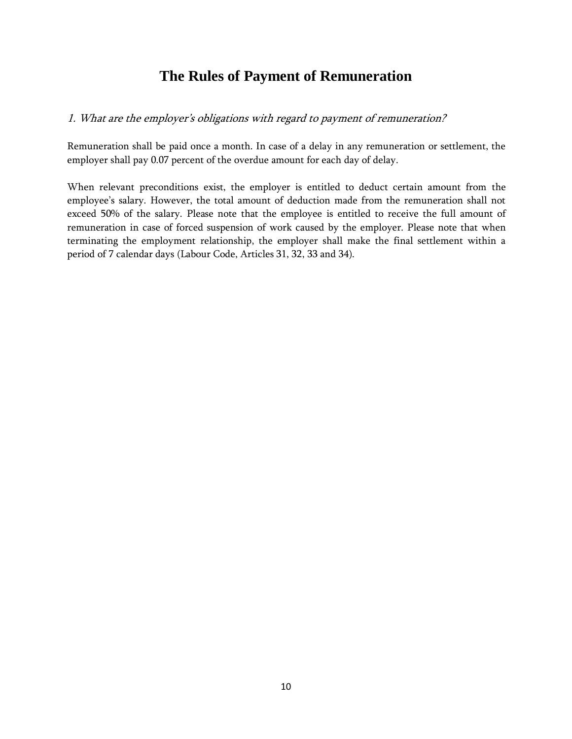# The Rules of Payment of Remuneration

*1. What are the employer's obligations with regard to payment of remuneration?*

Remuneration shall be paid once a month. In case of a delay in any remuneration or settlement, the employer shall pay 0.07 percent of the overdue amount for each day of delay.

When relevant preconditions exist, the employer is entitled to deduct certain amount from the employee's salary. However, the total amount of deduction made from the remuneration shall not exceed 50% of the salary. Please note that the employee is entitled to receive the full amount of remuneration in case of forced suspension of work caused by the employer. Please note that when terminating the employment relationship, the employer shall make the final settlement within a period of 7 calendar days (Labour Code, Articles 31, 32, 33 and 34).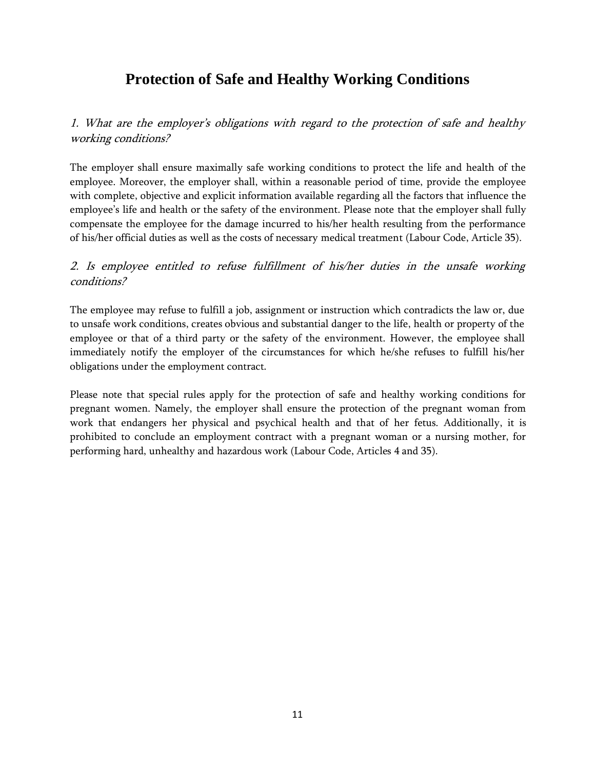# Protection of Safe and Healthy Working Conditions

### *1. What are the employer's obligations with regard to the protection of safe and healthy working conditions?*

The employer shall ensure maximally safe working conditions to protect the life and health of the employee. Moreover, the employer shall, within a reasonable period of time, provide the employee with complete, objective and explicit information available regarding all the factors that influence the employee's life and health or the safety of the environment. Please note that the employer shall fully compensate the employee for the damage incurred to his/her health resulting from the performance of his/her official duties as well as the costs of necessary medical treatment (Labour Code, Article 35).

### *2. Is employee entitled to refuse fulfillment of his/her duties in the unsafe working conditions?*

The employee may refuse to fulfill a job, assignment or instruction which contradicts the law or, due to unsafe work conditions, creates obvious and substantial danger to the life, health or property of the employee or that of a third party or the safety of the environment. However, the employee shall immediately notify the employer of the circumstances for which he/she refuses to fulfill his/her obligations under the employment contract.

Please note that special rules apply for the protection of safe and healthy working conditions for pregnant women. Namely, the employer shall ensure the protection of the pregnant woman from work that endangers her physical and psychical health and that of her fetus. Additionally, it is prohibited to conclude an employment contract with a pregnant woman or a nursing mother, for performing hard, unhealthy and hazardous work (Labour Code, Articles 4 and 35).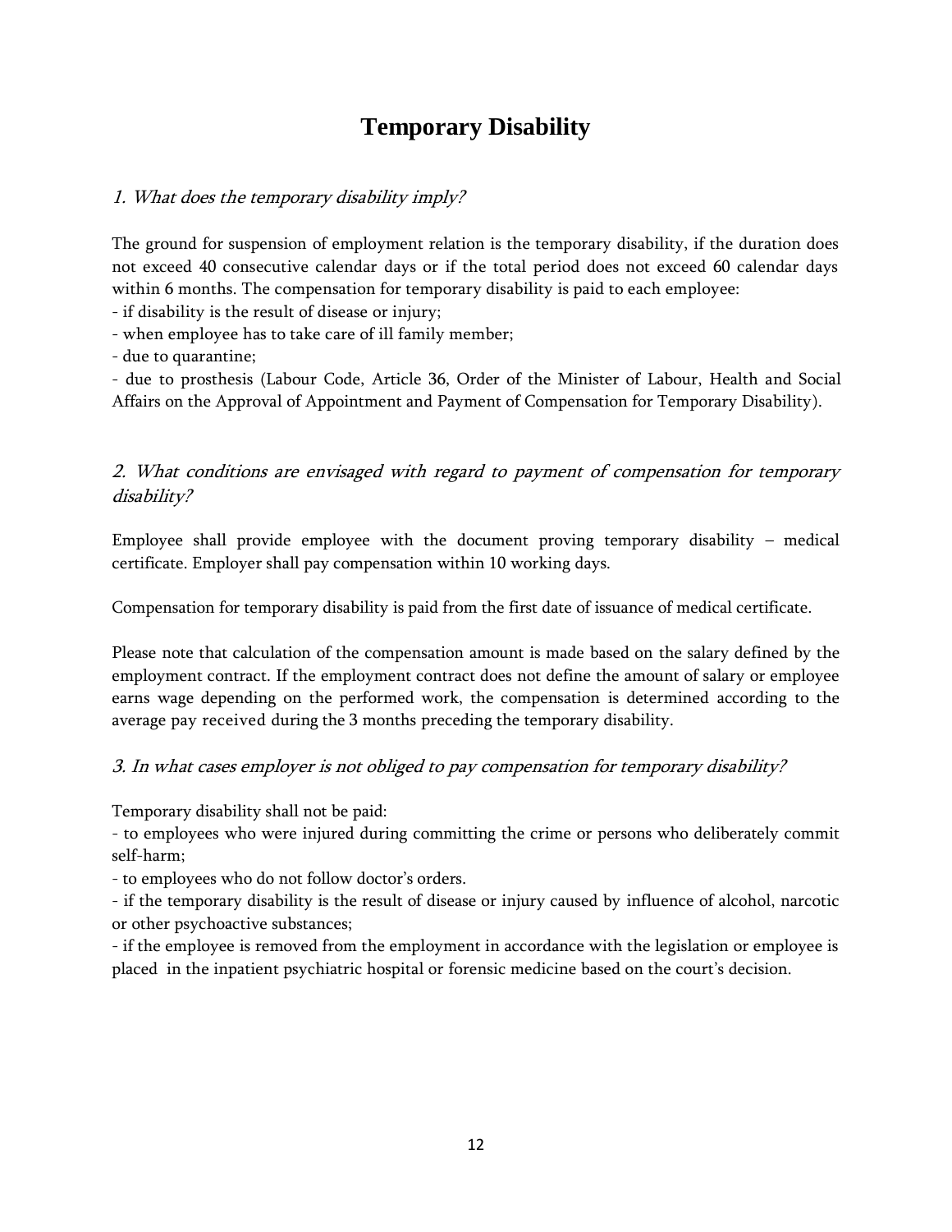# Temporary Disability

### *1. What does the temporary disability imply?*

The ground for suspension of employment relation is the temporary disability, if the duration does not exceed 40 consecutive calendar days or if the total period does not exceed 60 calendar days within 6 months. The compensation for temporary disability is paid to each employee:

- if disability is the result of disease or injury;
- when employee has to take care of ill family member;
- due to quarantine;
- due to prosthesis (Labour Code, Article 36, Order of the Minister of Labour, Health and Social Affairs on the Approval of Appointment and Payment of Compensation for Temporary Disability).

### *2. What conditions are envisaged with regard to payment of compensation for temporary disability?*

Employee shall provide employee with the document proving temporary disability – medical certificate. Employer shall pay compensation within 10 working days.

Compensation for temporary disability is paid from the first date of issuance of medical certificate.

Please note that calculation of the compensation amount is made based on the salary defined by the employment contract. If the employment contract does not define the amount of salary or employee earns wage depending on the performed work, the compensation is determined according to the average pay received during the 3 months preceding the temporary disability.

### *3. In what cases employer is not obliged to pay compensation for temporary disability?*

Temporary disability shall not be paid:

- to employees who were injured during committing the crime or persons who deliberately commit self-harm;
- to employees who do not follow doctor's orders.
- if the temporary disability is the result of disease or injury caused by influence of alcohol, narcotic or other psychoactive substances;
- if the employee is removed from the employment in accordance with the legislation or employee is placed in the inpatient psychiatric hospital or forensic medicine based on the court's decision.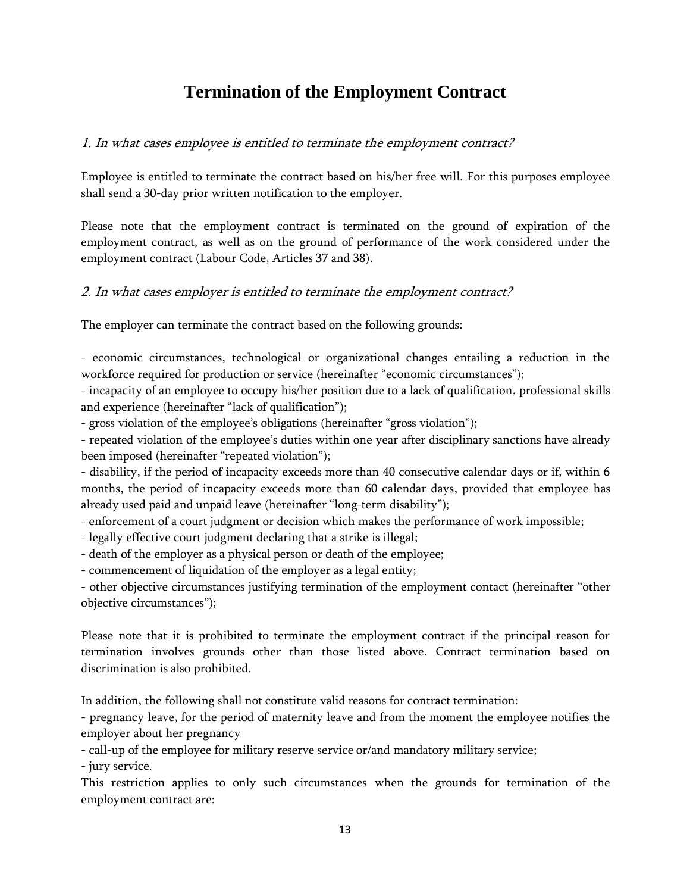# Termination of the Employment Contract

### *1. In what cases employee is entitled to terminate the employment contract?*

Employee is entitled to terminate the contract based on his/her free will. For this purposes employee shall send a 30-day prior written notification to the employer.

Please note that the employment contract is terminated on the ground of expiration of the employment contract, as well as on the ground of performance of the work considered under the employment contract (Labour Code, Articles 37 and 38).

### *2. In what cases employer is entitled to terminate the employment contract?*

The employer can terminate the contract based on the following grounds:

- economic circumstances, technological or organizational changes entailing a reduction in the workforce required for production or service (hereinafter "economic circumstances");
- incapacity of an employee to occupy his/her position due to a lack of qualification, professional skills and experience (hereinafter "lack of qualification");
- gross violation of the employee's obligations (hereinafter "gross violation");
- repeated violation of the employee's duties within one year after disciplinary sanctions have already been imposed (hereinafter "repeated violation");
- disability, if the period of incapacity exceeds more than 40 consecutive calendar days or if, within 6 months, the period of incapacity exceeds more than 60 calendar days, provided that employee has already used paid and unpaid leave (hereinafter "long-term disability");
- enforcement of a court judgment or decision which makes the performance of work impossible;
- legally effective court judgment declaring that a strike is illegal;
- death of the employer as a physical person or death of the employee;
- commencement of liquidation of the employer as a legal entity;
- other objective circumstances justifying termination of the employment contact (hereinafter "other objective circumstances");

Please note that it is prohibited to terminate the employment contract if the principal reason for termination involves grounds other than those listed above. Contract termination based on discrimination is also prohibited.

In addition, the following shall not constitute valid reasons for contract termination:
- pregnancy leave, for the period of maternity leave and from the moment the employee notifies the employer about her pregnancy
- call-up of the employee for military reserve service or/and mandatory military service;
- jury service.

This restriction applies to only such circumstances when the grounds for termination of the employment contract are: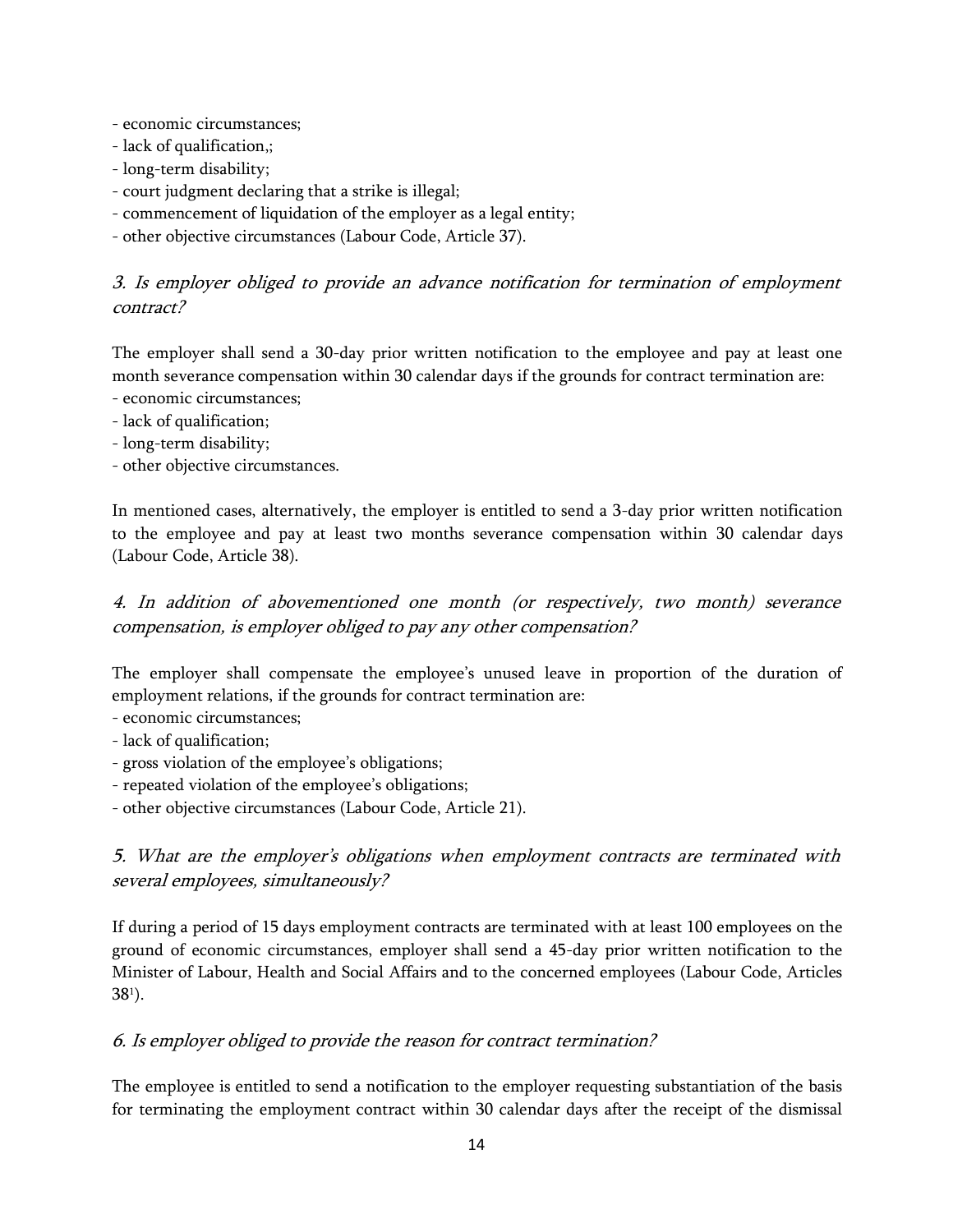- economic circumstances;
- lack of qualification,;
- long-term disability;
- court judgment declaring that a strike is illegal;
- commencement of liquidation of the employer as a legal entity;
- other objective circumstances (Labour Code, Article 37).

### *3. Is employer obliged to provide an advance notification for termination of employment contract?*

The employer shall send a 30-day prior written notification to the employee and pay at least one month severance compensation within 30 calendar days if the grounds for contract termination are:
- economic circumstances;
- lack of qualification;
- long-term disability;
- other objective circumstances.

In mentioned cases, alternatively, the employer is entitled to send a 3-day prior written notification to the employee and pay at least two months severance compensation within 30 calendar days (Labour Code, Article 38).

### *4. In addition of abovementioned one month (or respectively, two month) severance compensation, is employer obliged to pay any other compensation?*

The employer shall compensate the employee's unused leave in proportion of the duration of employment relations, if the grounds for contract termination are:
- economic circumstances;
- lack of qualification;
- gross violation of the employee's obligations;
- repeated violation of the employee's obligations;
- other objective circumstances (Labour Code, Article 21).

### *5. What are the employer's obligations when employment contracts are terminated with several employees, simultaneously?*

If during a period of 15 days employment contracts are terminated with at least 100 employees on the ground of economic circumstances, employer shall send a 45-day prior written notification to the Minister of Labour, Health and Social Affairs and to the concerned employees (Labour Code, Articles 38[1]).

### *6. Is employer obliged to provide the reason for contract termination?*

The employee is entitled to send a notification to the employer requesting substantiation of the basis for terminating the employment contract within 30 calendar days after the receipt of the dismissal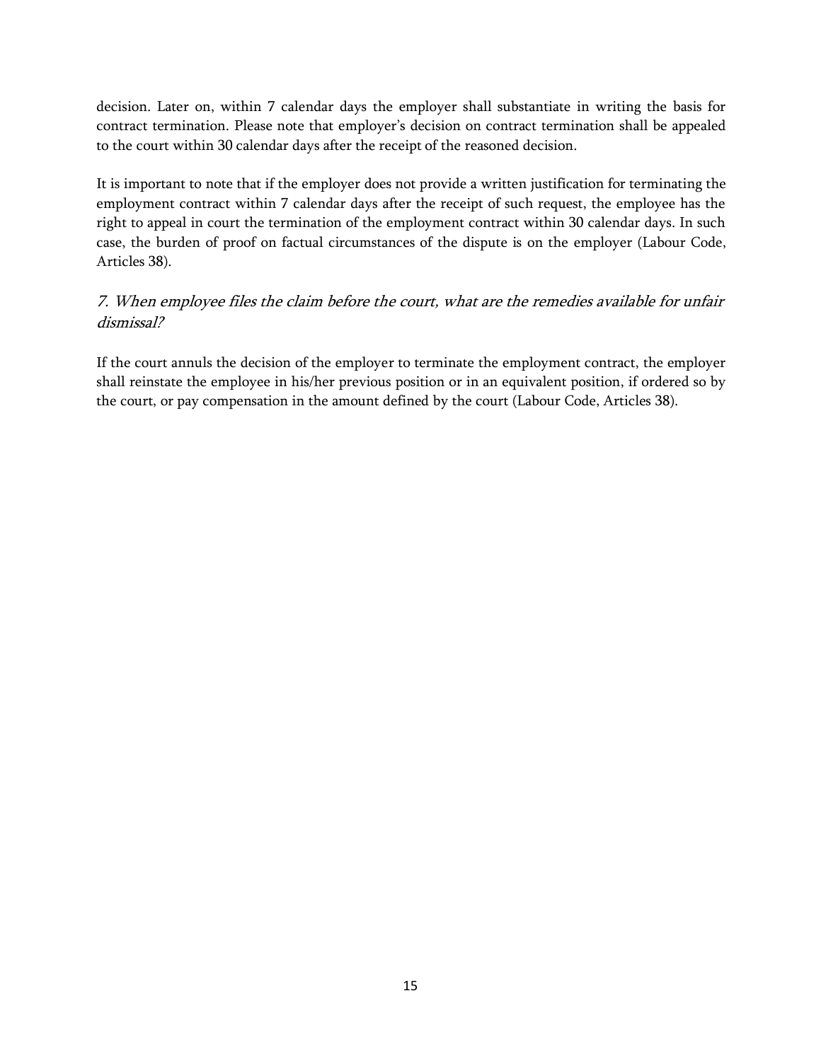decision. Later on, within 7 calendar days the employer shall substantiate in writing the basis for contract termination. Please note that employer's decision on contract termination shall be appealed to the court within 30 calendar days after the receipt of the reasoned decision.

It is important to note that if the employer does not provide a written justification for terminating the employment contract within 7 calendar days after the receipt of such request, the employee has the right to appeal in court the termination of the employment contract within 30 calendar days. In such case, the burden of proof on factual circumstances of the dispute is on the employer (Labour Code, Articles 38).

### *7. When employee files the claim before the court, what are the remedies available for unfair dismissal?*

If the court annuls the decision of the employer to terminate the employment contract, the employer shall reinstate the employee in his/her previous position or in an equivalent position, if ordered so by the court, or pay compensation in the amount defined by the court (Labour Code, Articles 38).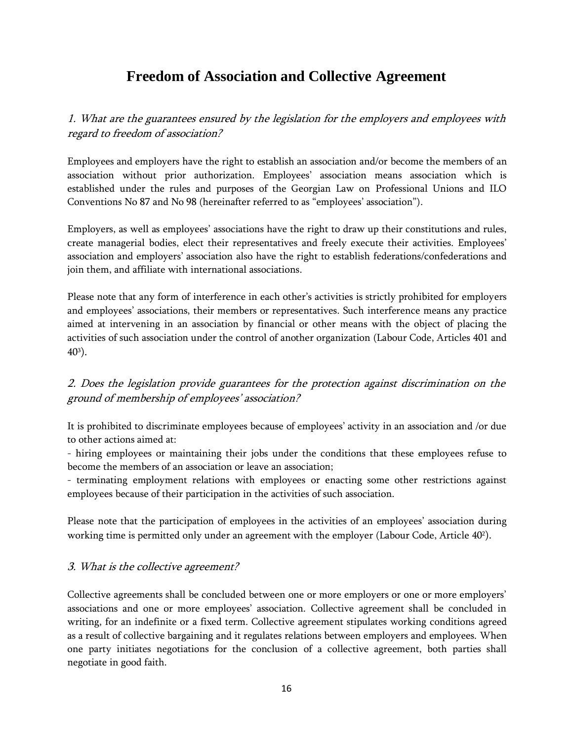# Freedom of Association and Collective Agreement

*1. What are the guarantees ensured by the legislation for the employers and employees with regard to freedom of association?*

Employees and employers have the right to establish an association and/or become the members of an association without prior authorization. Employees' association means association which is established under the rules and purposes of the Georgian Law on Professional Unions and ILO Conventions No 87 and No 98 (hereinafter referred to as "employees' association").

Employers, as well as employees' associations have the right to draw up their constitutions and rules, create managerial bodies, elect their representatives and freely execute their activities. Employees' association and employers' association also have the right to establish federations/confederations and join them, and affiliate with international associations.

Please note that any form of interference in each other's activities is strictly prohibited for employers and employees' associations, their members or representatives. Such interference means any practice aimed at intervening in an association by financial or other means with the object of placing the activities of such association under the control of another organization (Labour Code, Articles 401 and $40^3$).

*2. Does the legislation provide guarantees for the protection against discrimination on the ground of membership of employees' association?*

It is prohibited to discriminate employees because of employees' activity in an association and /or due to other actions aimed at:

- hiring employees or maintaining their jobs under the conditions that these employees refuse to become the members of an association or leave an association;
- terminating employment relations with employees or enacting some other restrictions against employees because of their participation in the activities of such association.

Please note that the participation of employees in the activities of an employees' association during working time is permitted only under an agreement with the employer (Labour Code, Article $40^2$).

*3. What is the collective agreement?*

Collective agreements shall be concluded between one or more employers or one or more employers' associations and one or more employees' association. Collective agreement shall be concluded in writing, for an indefinite or a fixed term. Collective agreement stipulates working conditions agreed as a result of collective bargaining and it regulates relations between employers and employees. When one party initiates negotiations for the conclusion of a collective agreement, both parties shall negotiate in good faith.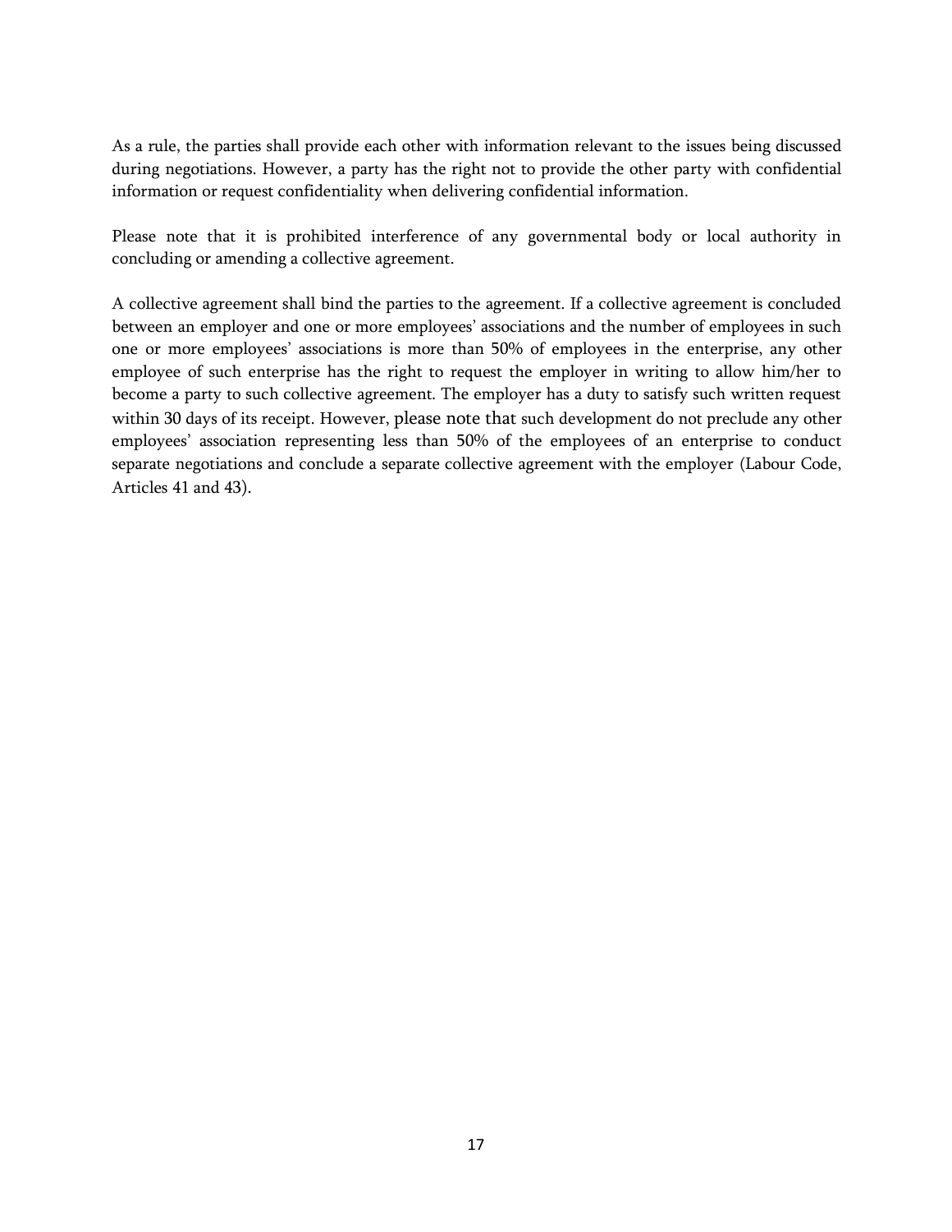As a rule, the parties shall provide each other with information relevant to the issues being discussed during negotiations. However, a party has the right not to provide the other party with confidential information or request confidentiality when delivering confidential information.

Please note that it is prohibited interference of any governmental body or local authority in concluding or amending a collective agreement.

A collective agreement shall bind the parties to the agreement. If a collective agreement is concluded between an employer and one or more employees' associations and the number of employees in such one or more employees' associations is more than 50% of employees in the enterprise, any other employee of such enterprise has the right to request the employer in writing to allow him/her to become a party to such collective agreement. The employer has a duty to satisfy such written request within 30 days of its receipt. However, please note that such development do not preclude any other employees' association representing less than 50% of the employees of an enterprise to conduct separate negotiations and conclude a separate collective agreement with the employer (Labour Code, Articles 41 and 43).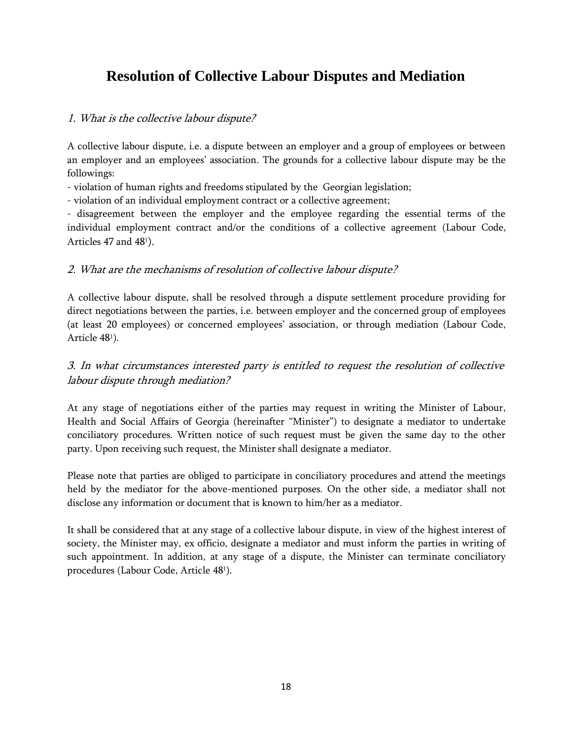# Resolution of Collective Labour Disputes and Mediation

## *1. What is the collective labour dispute?*

A collective labour dispute, i.e. a dispute between an employer and a group of employees or between an employer and an employees' association. The grounds for a collective labour dispute may be the followings:

- violation of human rights and freedoms stipulated by the Georgian legislation;
- violation of an individual employment contract or a collective agreement;
- disagreement between the employer and the employee regarding the essential terms of the individual employment contract and/or the conditions of a collective agreement (Labour Code, Articles 47 and 48[1]).

## *2. What are the mechanisms of resolution of collective labour dispute?*

A collective labour dispute, shall be resolved through a dispute settlement procedure providing for direct negotiations between the parties, i.e. between employer and the concerned group of employees (at least 20 employees) or concerned employees' association, or through mediation (Labour Code, Article 48[1]).

## *3. In what circumstances interested party is entitled to request the resolution of collective labour dispute through mediation?*

At any stage of negotiations either of the parties may request in writing the Minister of Labour, Health and Social Affairs of Georgia (hereinafter "Minister") to designate a mediator to undertake conciliatory procedures. Written notice of such request must be given the same day to the other party. Upon receiving such request, the Minister shall designate a mediator.

Please note that parties are obliged to participate in conciliatory procedures and attend the meetings held by the mediator for the above-mentioned purposes. On the other side, a mediator shall not disclose any information or document that is known to him/her as a mediator.

It shall be considered that at any stage of a collective labour dispute, in view of the highest interest of society, the Minister may, ex officio, designate a mediator and must inform the parties in writing of such appointment. In addition, at any stage of a dispute, the Minister can terminate conciliatory procedures (Labour Code, Article 48[1]).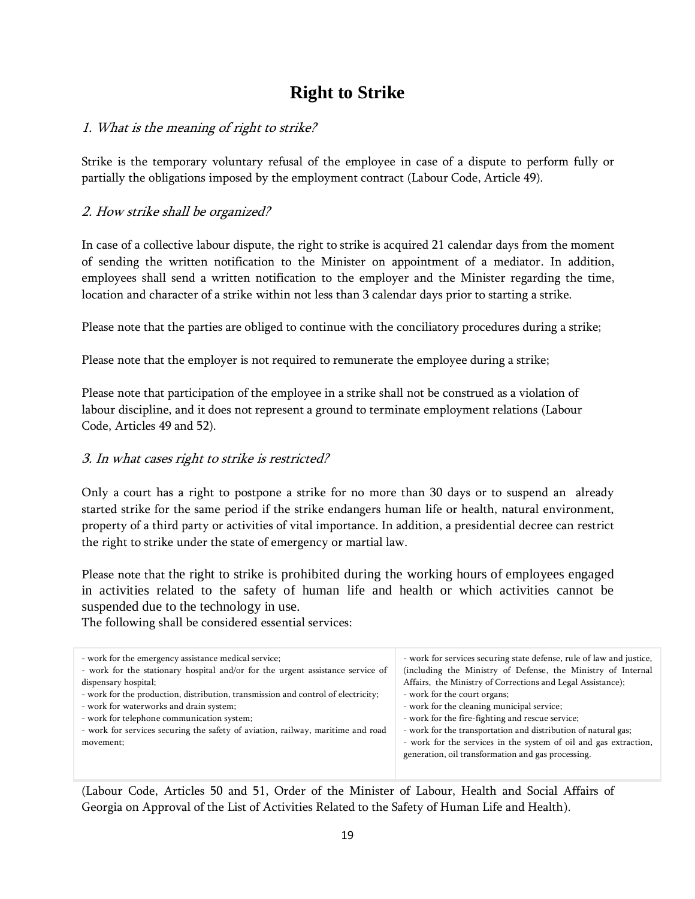# Right to Strike

*1. What is the meaning of right to strike?*

Strike is the temporary voluntary refusal of the employee in case of a dispute to perform fully or partially the obligations imposed by the employment contract (Labour Code, Article 49).

*2. How strike shall be organized?*

In case of a collective labour dispute, the right to strike is acquired 21 calendar days from the moment of sending the written notification to the Minister on appointment of a mediator. In addition, employees shall send a written notification to the employer and the Minister regarding the time, location and character of a strike within not less than 3 calendar days prior to starting a strike.

Please note that the parties are obliged to continue with the conciliatory procedures during a strike;

Please note that the employer is not required to remunerate the employee during a strike;

Please note that participation of the employee in a strike shall not be construed as a violation of labour discipline, and it does not represent a ground to terminate employment relations (Labour Code, Articles 49 and 52).

*3. In what cases right to strike is restricted?*

Only a court has a right to postpone a strike for no more than 30 days or to suspend an already started strike for the same period if the strike endangers human life or health, natural environment, property of a third party or activities of vital importance. In addition, a presidential decree can restrict the right to strike under the state of emergency or martial law.

Please note that the right to strike is prohibited during the working hours of employees engaged in activities related to the safety of human life and health or which activities cannot be suspended due to the technology in use.
The following shall be considered essential services:

| | |
|---|---|
| - work for the emergency assistance medical service;<br>- work for the stationary hospital and/or for the urgent assistance service of dispensary hospital;<br>- work for the production, distribution, transmission and control of electricity;<br>- work for waterworks and drain system;<br>- work for telephone communication system;<br>- work for services securing the safety of aviation, railway, maritime and road movement; | - work for services securing state defense, rule of law and justice, (including the Ministry of Defense, the Ministry of Internal Affairs, the Ministry of Corrections and Legal Assistance);<br>- work for the court organs;<br>- work for the cleaning municipal service;<br>- work for the fire-fighting and rescue service;<br>- work for the transportation and distribution of natural gas;<br>- work for the services in the system of oil and gas extraction, generation, oil transformation and gas processing. |

(Labour Code, Articles 50 and 51, Order of the Minister of Labour, Health and Social Affairs of Georgia on Approval of the List of Activities Related to the Safety of Human Life and Health).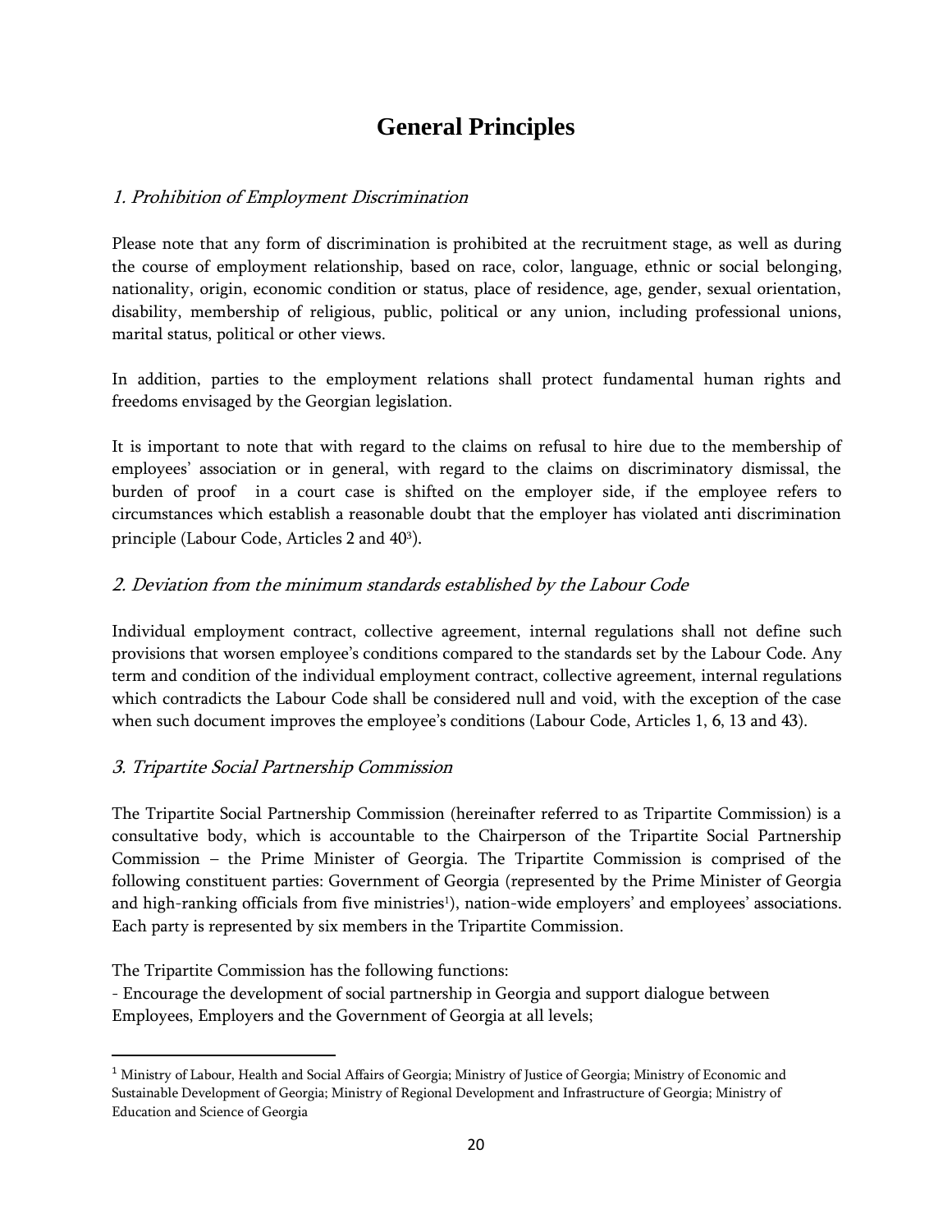# General Principles

### *1. Prohibition of Employment Discrimination*

Please note that any form of discrimination is prohibited at the recruitment stage, as well as during the course of employment relationship, based on race, color, language, ethnic or social belonging, nationality, origin, economic condition or status, place of residence, age, gender, sexual orientation, disability, membership of religious, public, political or any union, including professional unions, marital status, political or other views.

In addition, parties to the employment relations shall protect fundamental human rights and freedoms envisaged by the Georgian legislation.

It is important to note that with regard to the claims on refusal to hire due to the membership of employees' association or in general, with regard to the claims on discriminatory dismissal, the burden of proof in a court case is shifted on the employer side, if the employee refers to circumstances which establish a reasonable doubt that the employer has violated anti discrimination principle (Labour Code, Articles 2 and 40[3]).

### *2. Deviation from the minimum standards established by the Labour Code*

Individual employment contract, collective agreement, internal regulations shall not define such provisions that worsen employee's conditions compared to the standards set by the Labour Code. Any term and condition of the individual employment contract, collective agreement, internal regulations which contradicts the Labour Code shall be considered null and void, with the exception of the case when such document improves the employee's conditions (Labour Code, Articles 1, 6, 13 and 43).

### *3. Tripartite Social Partnership Commission*

The Tripartite Social Partnership Commission (hereinafter referred to as Tripartite Commission) is a consultative body, which is accountable to the Chairperson of the Tripartite Social Partnership Commission – the Prime Minister of Georgia. The Tripartite Commission is comprised of the following constituent parties: Government of Georgia (represented by the Prime Minister of Georgia and high-ranking officials from five ministries[1]), nation-wide employers' and employees' associations. Each party is represented by six members in the Tripartite Commission.

The Tripartite Commission has the following functions:
- Encourage the development of social partnership in Georgia and support dialogue between Employees, Employers and the Government of Georgia at all levels;

---

[1] Ministry of Labour, Health and Social Affairs of Georgia; Ministry of Justice of Georgia; Ministry of Economic and Sustainable Development of Georgia; Ministry of Regional Development and Infrastructure of Georgia; Ministry of Education and Science of Georgia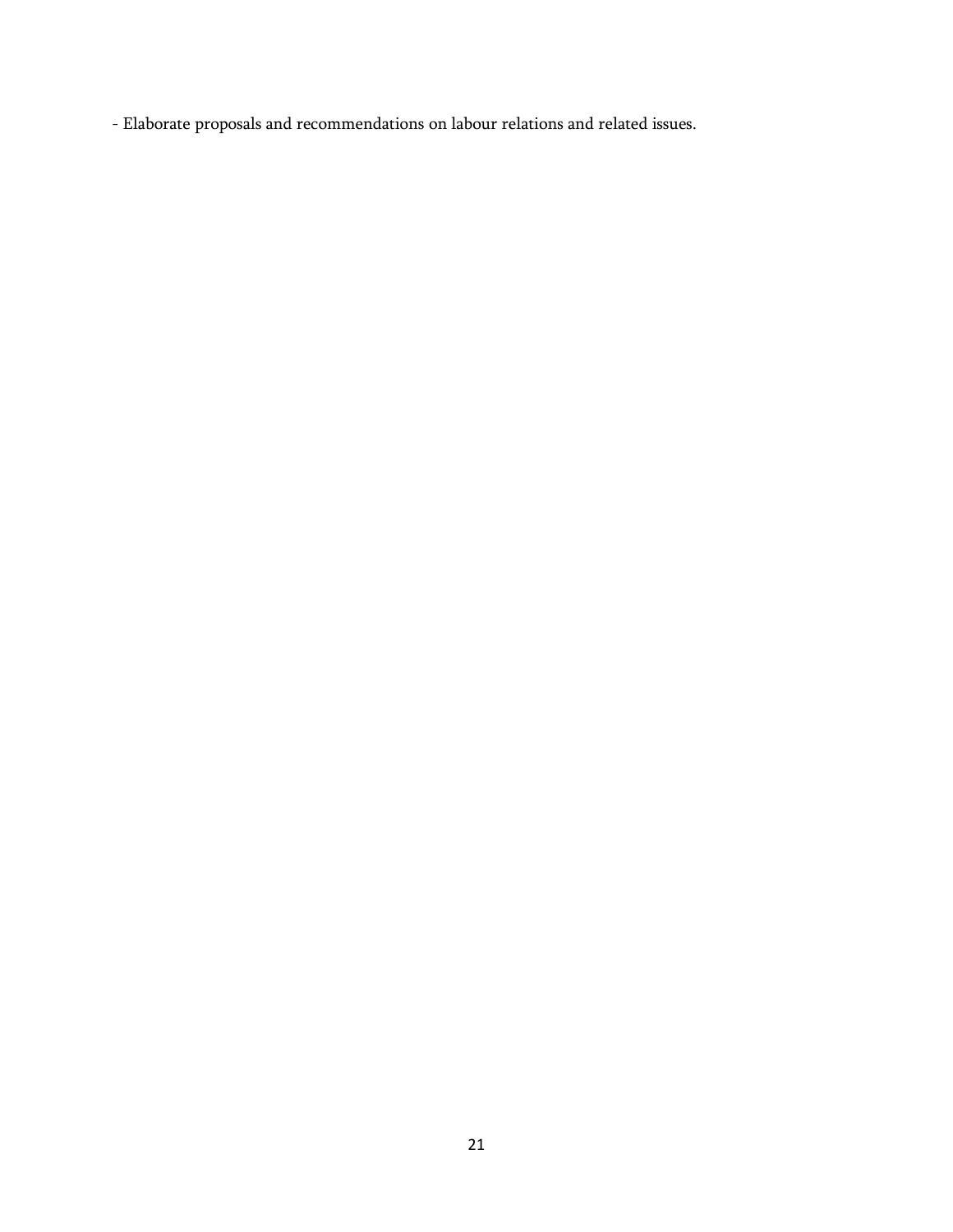- Elaborate proposals and recommendations on labour relations and related issues.